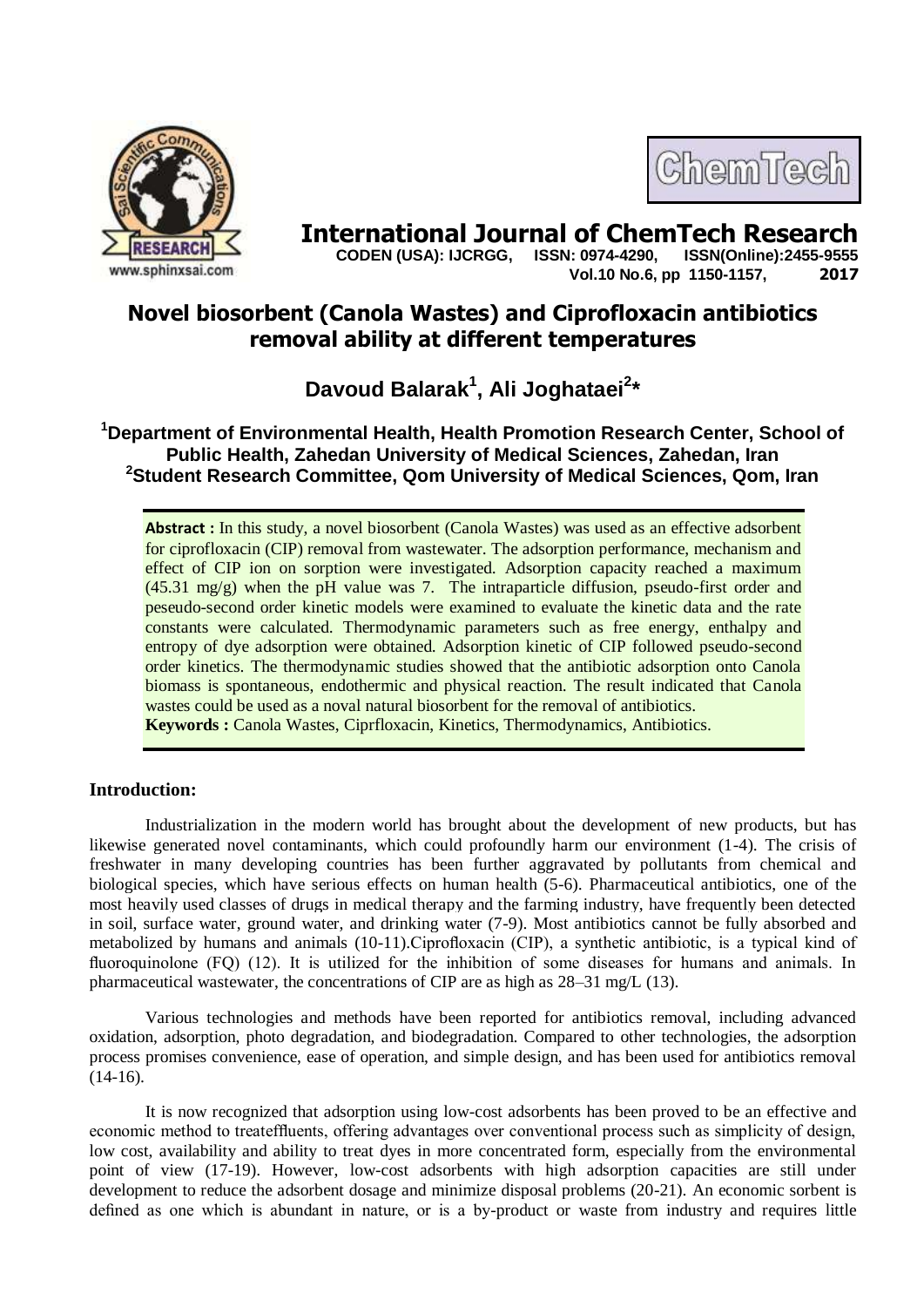# Novel biosorbent (Canola Wastes) and Ciprofloxacin antibiotics removal ability at different temperatures

**Davoud Balarak[1], Ali Joghataei[2]***

**[1]Department of Environmental Health, Health Promotion Research Center, School of Public Health, Zahedan University of Medical Sciences, Zahedan, Iran**
**[2]Student Research Committee, Qom University of Medical Sciences, Qom, Iran**

**Abstract :** In this study, a novel biosorbent (Canola Wastes) was used as an effective adsorbent for ciprofloxacin (CIP) removal from wastewater. The adsorption performance, mechanism and effect of CIP ion on sorption were investigated. Adsorption capacity reached a maximum (45.31 mg/g) when the pH value was 7. The intraparticle diffusion, pseudo-first order and peseudo-second order kinetic models were examined to evaluate the kinetic data and the rate constants were calculated. Thermodynamic parameters such as free energy, enthalpy and entropy of dye adsorption were obtained. Adsorption kinetic of CIP followed pseudo-second order kinetics. The thermodynamic studies showed that the antibiotic adsorption onto Canola biomass is spontaneous, endothermic and physical reaction. The result indicated that Canola wastes could be used as a noval natural biosorbent for the removal of antibiotics.

**Keywords :** Canola Wastes, Ciprfloxacin, Kinetics, Thermodynamics, Antibiotics.

## Introduction:

Industrialization in the modern world has brought about the development of new products, but has likewise generated novel contaminants, which could profoundly harm our environment (1-4). The crisis of freshwater in many developing countries has been further aggravated by pollutants from chemical and biological species, which have serious effects on human health (5-6). Pharmaceutical antibiotics, one of the most heavily used classes of drugs in medical therapy and the farming industry, have frequently been detected in soil, surface water, ground water, and drinking water (7-9). Most antibiotics cannot be fully absorbed and metabolized by humans and animals (10-11).Ciprofloxacin (CIP), a synthetic antibiotic, is a typical kind of fluoroquinolone (FQ) (12). It is utilized for the inhibition of some diseases for humans and animals. In pharmaceutical wastewater, the concentrations of CIP are as high as 28–31 mg/L (13).

Various technologies and methods have been reported for antibiotics removal, including advanced oxidation, adsorption, photo degradation, and biodegradation. Compared to other technologies, the adsorption process promises convenience, ease of operation, and simple design, and has been used for antibiotics removal (14-16).

It is now recognized that adsorption using low-cost adsorbents has been proved to be an effective and economic method to treateffluents, offering advantages over conventional process such as simplicity of design, low cost, availability and ability to treat dyes in more concentrated form, especially from the environmental point of view (17-19). However, low-cost adsorbents with high adsorption capacities are still under development to reduce the adsorbent dosage and minimize disposal problems (20-21). An economic sorbent is defined as one which is abundant in nature, or is a by-product or waste from industry and requires little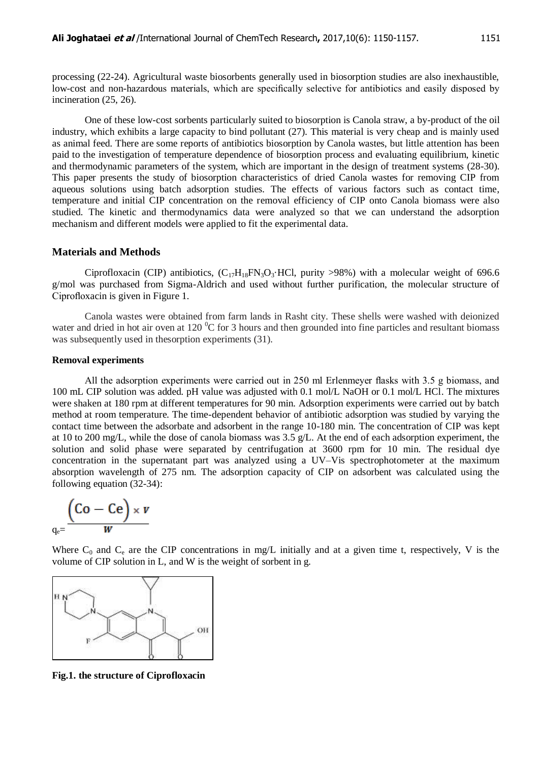processing (22-24). Agricultural waste biosorbents generally used in biosorption studies are also inexhaustible, low-cost and non-hazardous materials, which are specifically selective for antibiotics and easily disposed by incineration (25, 26).

One of these low-cost sorbents particularly suited to biosorption is Canola straw, a by-product of the oil industry, which exhibits a large capacity to bind pollutant (27). This material is very cheap and is mainly used as animal feed. There are some reports of antibiotics biosorption by Canola wastes, but little attention has been paid to the investigation of temperature dependence of biosorption process and evaluating equilibrium, kinetic and thermodynamic parameters of the system, which are important in the design of treatment systems (28-30). This paper presents the study of biosorption characteristics of dried Canola wastes for removing CIP from aqueous solutions using batch adsorption studies. The effects of various factors such as contact time, temperature and initial CIP concentration on the removal efficiency of CIP onto Canola biomass were also studied. The kinetic and thermodynamics data were analyzed so that we can understand the adsorption mechanism and different models were applied to fit the experimental data.

## Materials and Methods

Ciprofloxacin (CIP) antibiotics, ($C_{17}H_{18}FN_3O_3{\cdot}HCl$, purity >98%) with a molecular weight of 696.6 g/mol was purchased from Sigma-Aldrich and used without further purification, the molecular structure of Ciprofloxacin is given in Figure 1.

Canola wastes were obtained from farm lands in Rasht city. These shells were washed with deionized water and dried in hot air oven at 120 $^0$C for 3 hours and then grounded into fine particles and resultant biomass was subsequently used in thesorption experiments (31).

### Removal experiments

All the adsorption experiments were carried out in 250 ml Erlenmeyer flasks with 3.5 g biomass, and 100 mL CIP solution was added. pH value was adjusted with 0.1 mol/L NaOH or 0.1 mol/L HCl. The mixtures were shaken at 180 rpm at different temperatures for 90 min. Adsorption experiments were carried out by batch method at room temperature. The time-dependent behavior of antibiotic adsorption was studied by varying the contact time between the adsorbate and adsorbent in the range 10-180 min. The concentration of CIP was kept at 10 to 200 mg/L, while the dose of canola biomass was 3.5 g/L. At the end of each adsorption experiment, the solution and solid phase were separated by centrifugation at 3600 rpm for 10 min. The residual dye concentration in the supernatant part was analyzed using a UV–Vis spectrophotometer at the maximum absorption wavelength of 275 nm. The adsorption capacity of CIP on adsorbent was calculated using the following equation (32-34):

$$q_e = \frac{\left(Co - Ce\right) \times v}{W}$$

Where $C_0$ and $C_e$ are the CIP concentrations in mg/L initially and at a given time t, respectively, V is the volume of CIP solution in L, and W is the weight of sorbent in g.

**Fig.1. the structure of Ciprofloxacin**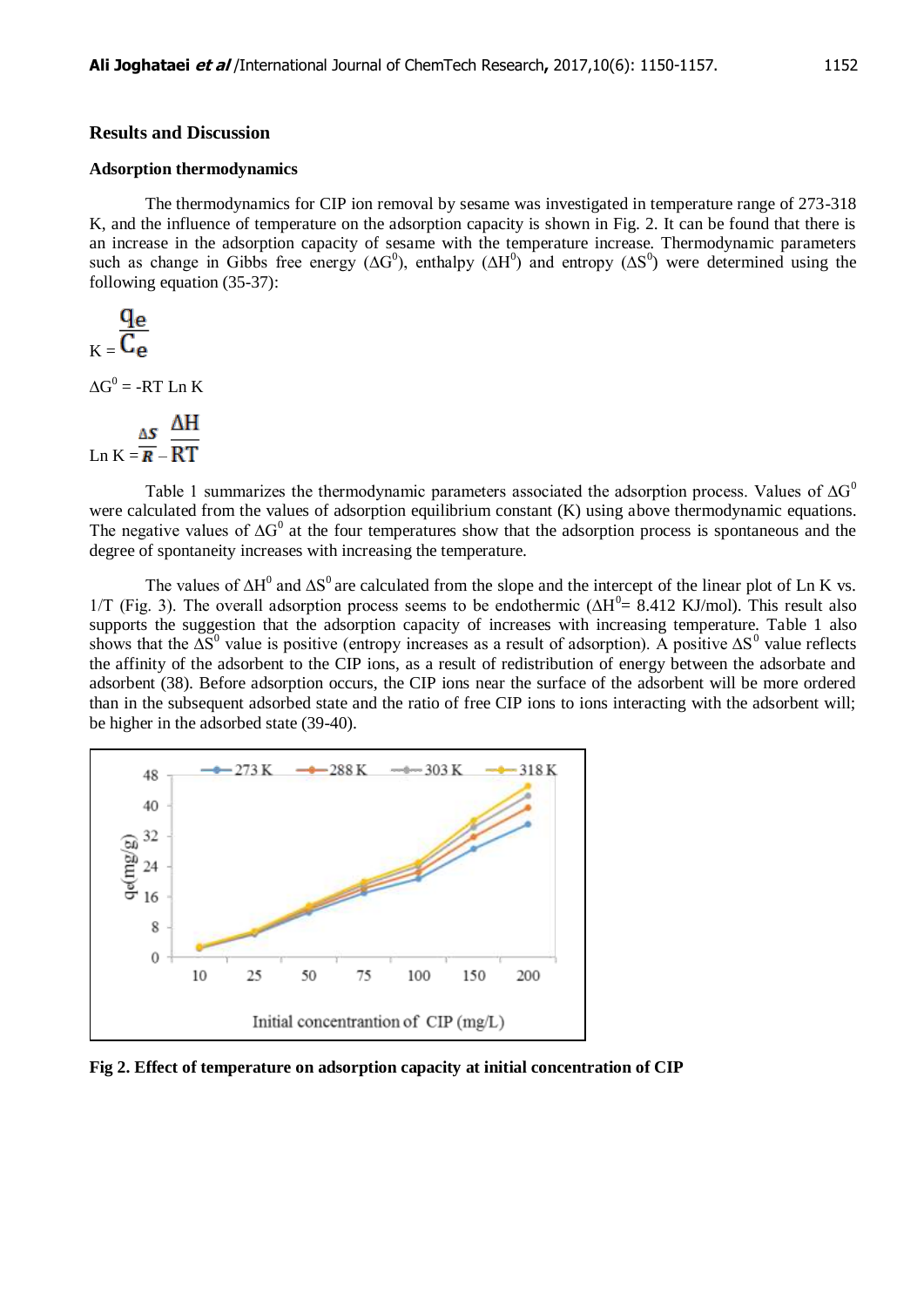## Results and Discussion

### Adsorption thermodynamics

The thermodynamics for CIP ion removal by sesame was investigated in temperature range of 273-318 K, and the influence of temperature on the adsorption capacity is shown in Fig. 2. It can be found that there is an increase in the adsorption capacity of sesame with the temperature increase. Thermodynamic parameters such as change in Gibbs free energy ($\Delta G^0$), enthalpy ($\Delta H^0$) and entropy ($\Delta S^0$) were determined using the following equation (35-37):

$$K = \frac{q_e}{C_e}$$

$$\Delta G^0 = -RT \, Ln \, K$$

$$Ln \, K = \frac{\Delta S}{R} - \frac{\Delta H}{RT}$$

Table 1 summarizes the thermodynamic parameters associated the adsorption process. Values of $\Delta G^0$ were calculated from the values of adsorption equilibrium constant (K) using above thermodynamic equations. The negative values of $\Delta G^0$ at the four temperatures show that the adsorption process is spontaneous and the degree of spontaneity increases with increasing the temperature.

The values of $\Delta H^0$ and $\Delta S^0$ are calculated from the slope and the intercept of the linear plot of Ln K vs. 1/T (Fig. 3). The overall adsorption process seems to be endothermic ($\Delta H^0$= 8.412 KJ/mol). This result also supports the suggestion that the adsorption capacity of increases with increasing temperature. Table 1 also shows that the $\Delta S^0$ value is positive (entropy increases as a result of adsorption). A positive $\Delta S^0$ value reflects the affinity of the adsorbent to the CIP ions, as a result of redistribution of energy between the adsorbate and adsorbent (38). Before adsorption occurs, the CIP ions near the surface of the adsorbent will be more ordered than in the subsequent adsorbed state and the ratio of free CIP ions to ions interacting with the adsorbent will; be higher in the adsorbed state (39-40).

**Fig 2. Effect of temperature on adsorption capacity at initial concentration of CIP**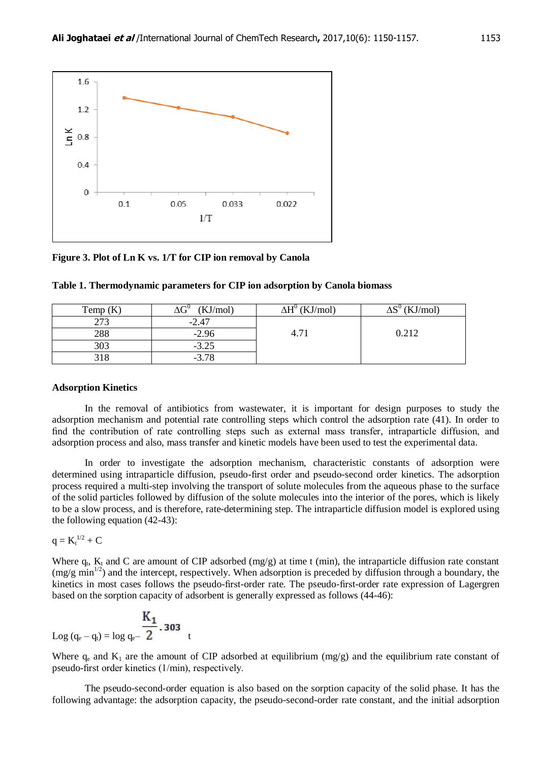**Figure 3. Plot of Ln K vs. 1/T for CIP ion removal by Canola**

**Table 1. Thermodynamic parameters for CIP ion adsorption by Canola biomass**

| Temp (K) | $\Delta G^0$ (KJ/mol) | $\Delta H^0$ (KJ/mol) | $\Delta S^0$ (KJ/mol) |
|---|---|---|---|
| 273 | -2.47 | 4.71 | 0.212 |
| 288 | -2.96 | | |
| 303 | -3.25 | | |
| 318 | -3.78 | | |

### Adsorption Kinetics

In the removal of antibiotics from wastewater, it is important for design purposes to study the adsorption mechanism and potential rate controlling steps which control the adsorption rate (41). In order to find the contribution of rate controlling steps such as external mass transfer, intraparticle diffusion, and adsorption process and also, mass transfer and kinetic models have been used to test the experimental data.

In order to investigate the adsorption mechanism, characteristic constants of adsorption were determined using intraparticle diffusion, pseudo-first order and pseudo-second order kinetics. The adsorption process required a multi-step involving the transport of solute molecules from the aqueous phase to the surface of the solid particles followed by diffusion of the solute molecules into the interior of the pores, which is likely to be a slow process, and is therefore, rate-determining step. The intraparticle diffusion model is explored using the following equation (42-43):

$$q = K_t^{1/2} + C$$

Where $q_t$, $K_t$ and C are amount of CIP adsorbed (mg/g) at time t (min), the intraparticle diffusion rate constant (mg/g $min^{1/2}$) and the intercept, respectively. When adsorption is preceded by diffusion through a boundary, the kinetics in most cases follows the pseudo-first-order rate. The pseudo-first-order rate expression of Lagergren based on the sorption capacity of adsorbent is generally expressed as follows (44-46):

$$\text{Log}\,(q_e - q_t) = \log q_e - \frac{K_1}{2.303}\,t$$

Where $q_e$ and $K_1$ are the amount of CIP adsorbed at equilibrium (mg/g) and the equilibrium rate constant of pseudo-first order kinetics (1/min), respectively.

The pseudo-second-order equation is also based on the sorption capacity of the solid phase. It has the following advantage: the adsorption capacity, the pseudo-second-order rate constant, and the initial adsorption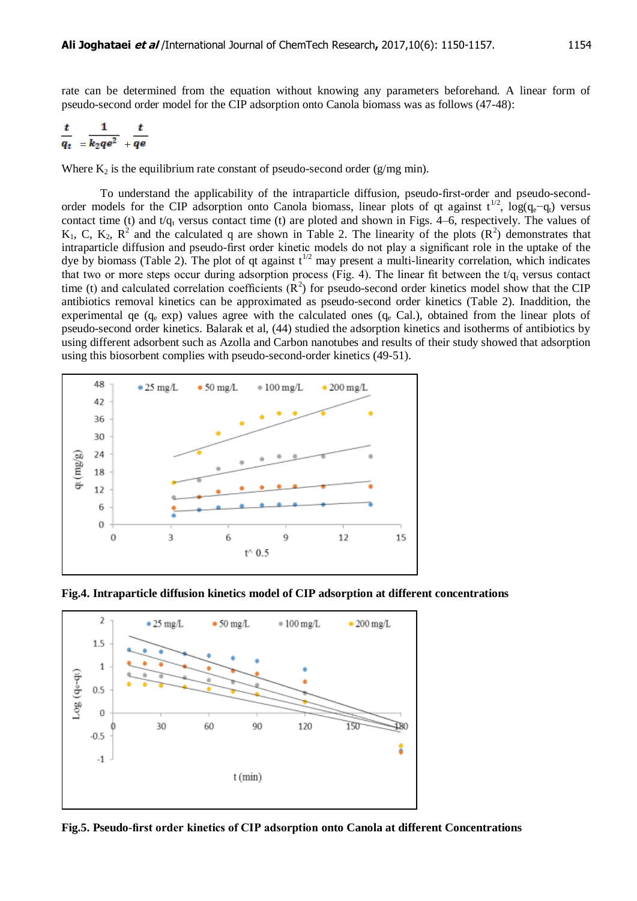rate can be determined from the equation without knowing any parameters beforehand. A linear form of pseudo-second order model for the CIP adsorption onto Canola biomass was as follows (47-48):

$$\frac{t}{q_t} = \frac{1}{k_2 qe^2} + \frac{t}{qe}$$

Where $K_2$ is the equilibrium rate constant of pseudo-second order (g/mg min).

To understand the applicability of the intraparticle diffusion, pseudo-first-order and pseudo-second-order models for the CIP adsorption onto Canola biomass, linear plots of qt against $t^{1/2}$, $\log(q_e - q_t)$ versus contact time (t) and $t/q_t$ versus contact time (t) are ploted and shown in Figs. 4–6, respectively. The values of $K_1$, C, $K_2$, $R^2$ and the calculated q are shown in Table 2. The linearity of the plots ($R^2$) demonstrates that intraparticle diffusion and pseudo-first order kinetic models do not play a significant role in the uptake of the dye by biomass (Table 2). The plot of qt against $t^{1/2}$ may present a multi-linearity correlation, which indicates that two or more steps occur during adsorption process (Fig. 4). The linear fit between the $t/q_t$ versus contact time (t) and calculated correlation coefficients ($R^2$) for pseudo-second order kinetics model show that the CIP antibiotics removal kinetics can be approximated as pseudo-second order kinetics (Table 2). Inaddition, the experimental qe ($q_e$ exp) values agree with the calculated ones ($q_e$ Cal.), obtained from the linear plots of pseudo-second order kinetics. Balarak et al, (44) studied the adsorption kinetics and isotherms of antibiotics by using different adsorbent such as Azolla and Carbon nanotubes and results of their study showed that adsorption using this biosorbent complies with pseudo-second-order kinetics (49-51).

**Fig.4. Intraparticle diffusion kinetics model of CIP adsorption at different concentrations**

**Fig.5. Pseudo-first order kinetics of CIP adsorption onto Canola at different Concentrations**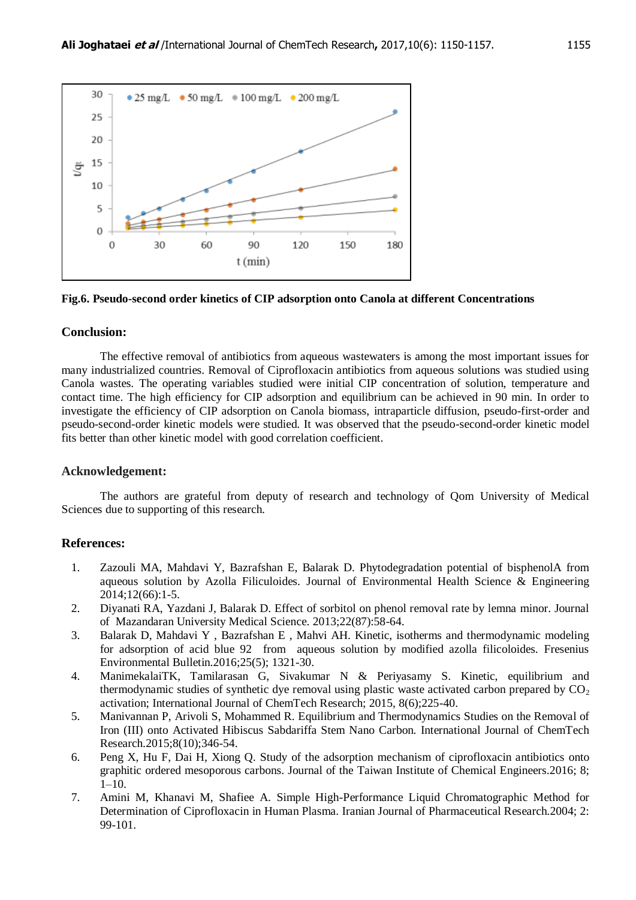Fig.6. Pseudo-second order kinetics of CIP adsorption onto Canola at different Concentrations

## Conclusion:

The effective removal of antibiotics from aqueous wastewaters is among the most important issues for many industrialized countries. Removal of Ciprofloxacin antibiotics from aqueous solutions was studied using Canola wastes. The operating variables studied were initial CIP concentration of solution, temperature and contact time. The high efficiency for CIP adsorption and equilibrium can be achieved in 90 min. In order to investigate the efficiency of CIP adsorption on Canola biomass, intraparticle diffusion, pseudo-first-order and pseudo-second-order kinetic models were studied. It was observed that the pseudo-second-order kinetic model fits better than other kinetic model with good correlation coefficient.

## Acknowledgement:

The authors are grateful from deputy of research and technology of Qom University of Medical Sciences due to supporting of this research.

## References:

1. Zazouli MA, Mahdavi Y, Bazrafshan E, Balarak D. Phytodegradation potential of bisphenolA from aqueous solution by Azolla Filiculoides. Journal of Environmental Health Science & Engineering 2014;12(66):1-5.
2. Diyanati RA, Yazdani J, Balarak D. Effect of sorbitol on phenol removal rate by lemna minor. Journal of Mazandaran University Medical Science. 2013;22(87):58-64.
3. Balarak D, Mahdavi Y , Bazrafshan E , Mahvi AH. Kinetic, isotherms and thermodynamic modeling for adsorption of acid blue 92 from aqueous solution by modified azolla filicoloides. Fresenius Environmental Bulletin.2016;25(5); 1321-30.
4. ManimekalaiTK, Tamilarasan G, Sivakumar N & Periyasamy S. Kinetic, equilibrium and thermodynamic studies of synthetic dye removal using plastic waste activated carbon prepared by $CO_2$ activation; International Journal of ChemTech Research; 2015, 8(6);225-40.
5. Manivannan P, Arivoli S, Mohammed R. Equilibrium and Thermodynamics Studies on the Removal of Iron (III) onto Activated Hibiscus Sabdariffa Stem Nano Carbon. International Journal of ChemTech Research.2015;8(10);346-54.
6. Peng X, Hu F, Dai H, Xiong Q. Study of the adsorption mechanism of ciprofloxacin antibiotics onto graphitic ordered mesoporous carbons. Journal of the Taiwan Institute of Chemical Engineers.2016; 8; 1–10.
7. Amini M, Khanavi M, Shafiee A. Simple High-Performance Liquid Chromatographic Method for Determination of Ciprofloxacin in Human Plasma. Iranian Journal of Pharmaceutical Research.2004; 2: 99-101.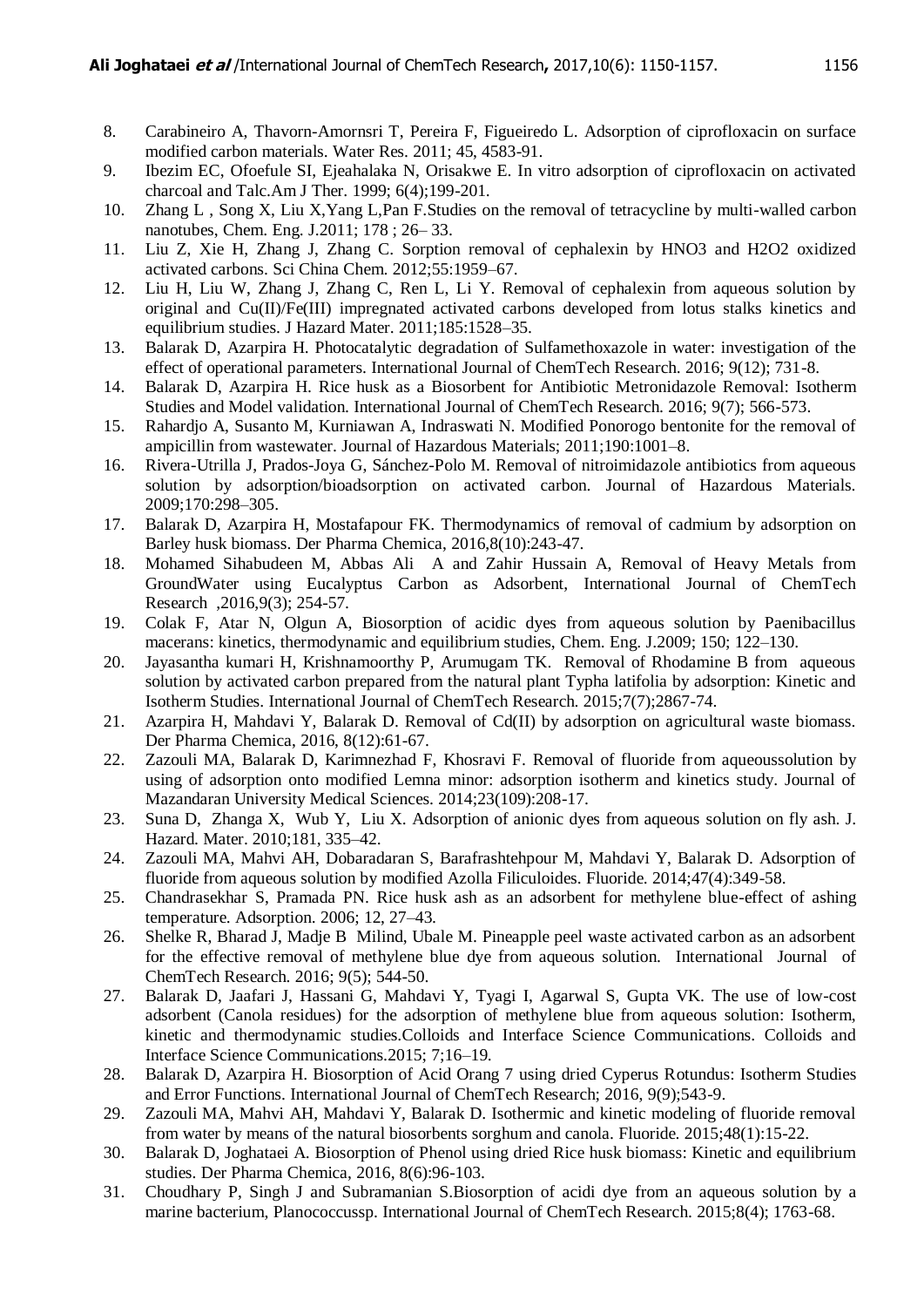8. Carabineiro A, Thavorn-Amornsri T, Pereira F, Figueiredo L. Adsorption of ciprofloxacin on surface modified carbon materials. Water Res. 2011; 45, 4583-91.
9. Ibezim EC, Ofoefule SI, Ejeahalaka N, Orisakwe E. In vitro adsorption of ciprofloxacin on activated charcoal and Talc.Am J Ther. 1999; 6(4);199-201.
10. Zhang L , Song X, Liu X,Yang L,Pan F.Studies on the removal of tetracycline by multi-walled carbon nanotubes, Chem. Eng. J.2011; 178 ; 26– 33.
11. Liu Z, Xie H, Zhang J, Zhang C. Sorption removal of cephalexin by HNO3 and H2O2 oxidized activated carbons. Sci China Chem. 2012;55:1959–67.
12. Liu H, Liu W, Zhang J, Zhang C, Ren L, Li Y. Removal of cephalexin from aqueous solution by original and Cu(II)/Fe(III) impregnated activated carbons developed from lotus stalks kinetics and equilibrium studies. J Hazard Mater. 2011;185:1528–35.
13. Balarak D, Azarpira H. Photocatalytic degradation of Sulfamethoxazole in water: investigation of the effect of operational parameters. International Journal of ChemTech Research. 2016; 9(12); 731-8.
14. Balarak D, Azarpira H. Rice husk as a Biosorbent for Antibiotic Metronidazole Removal: Isotherm Studies and Model validation. International Journal of ChemTech Research. 2016; 9(7); 566-573.
15. Rahardjo A, Susanto M, Kurniawan A, Indraswati N. Modified Ponorogo bentonite for the removal of ampicillin from wastewater. Journal of Hazardous Materials; 2011;190:1001–8.
16. Rivera-Utrilla J, Prados-Joya G, Sánchez-Polo M. Removal of nitroimidazole antibiotics from aqueous solution by adsorption/bioadsorption on activated carbon. Journal of Hazardous Materials. 2009;170:298–305.
17. Balarak D, Azarpira H, Mostafapour FK. Thermodynamics of removal of cadmium by adsorption on Barley husk biomass. Der Pharma Chemica, 2016,8(10):243-47.
18. Mohamed Sihabudeen M, Abbas Ali A and Zahir Hussain A, Removal of Heavy Metals from GroundWater using Eucalyptus Carbon as Adsorbent, International Journal of ChemTech Research ,2016,9(3); 254-57.
19. Colak F, Atar N, Olgun A, Biosorption of acidic dyes from aqueous solution by Paenibacillus macerans: kinetics, thermodynamic and equilibrium studies, Chem. Eng. J.2009; 150; 122–130.
20. Jayasantha kumari H, Krishnamoorthy P, Arumugam TK. Removal of Rhodamine B from aqueous solution by activated carbon prepared from the natural plant Typha latifolia by adsorption: Kinetic and Isotherm Studies. International Journal of ChemTech Research. 2015;7(7);2867-74.
21. Azarpira H, Mahdavi Y, Balarak D. Removal of Cd(II) by adsorption on agricultural waste biomass. Der Pharma Chemica, 2016, 8(12):61-67.
22. Zazouli MA, Balarak D, Karimnezhad F, Khosravi F. Removal of fluoride from aqueoussolution by using of adsorption onto modified Lemna minor: adsorption isotherm and kinetics study. Journal of Mazandaran University Medical Sciences. 2014;23(109):208-17.
23. Suna D, Zhanga X, Wub Y, Liu X. Adsorption of anionic dyes from aqueous solution on fly ash. J. Hazard. Mater. 2010;181, 335–42.
24. Zazouli MA, Mahvi AH, Dobaradaran S, Barafrashtehpour M, Mahdavi Y, Balarak D. Adsorption of fluoride from aqueous solution by modified Azolla Filiculoides. Fluoride. 2014;47(4):349-58.
25. Chandrasekhar S, Pramada PN. Rice husk ash as an adsorbent for methylene blue-effect of ashing temperature. Adsorption. 2006; 12, 27–43.
26. Shelke R, Bharad J, Madje B Milind, Ubale M. Pineapple peel waste activated carbon as an adsorbent for the effective removal of methylene blue dye from aqueous solution. International Journal of ChemTech Research. 2016; 9(5); 544-50.
27. Balarak D, Jaafari J, Hassani G, Mahdavi Y, Tyagi I, Agarwal S, Gupta VK. The use of low-cost adsorbent (Canola residues) for the adsorption of methylene blue from aqueous solution: Isotherm, kinetic and thermodynamic studies.Colloids and Interface Science Communications. Colloids and Interface Science Communications.2015; 7;16–19.
28. Balarak D, Azarpira H. Biosorption of Acid Orang 7 using dried Cyperus Rotundus: Isotherm Studies and Error Functions. International Journal of ChemTech Research; 2016, 9(9);543-9.
29. Zazouli MA, Mahvi AH, Mahdavi Y, Balarak D. Isothermic and kinetic modeling of fluoride removal from water by means of the natural biosorbents sorghum and canola. Fluoride. 2015;48(1):15-22.
30. Balarak D, Joghataei A. Biosorption of Phenol using dried Rice husk biomass: Kinetic and equilibrium studies. Der Pharma Chemica, 2016, 8(6):96-103.
31. Choudhary P, Singh J and Subramanian S.Biosorption of acidi dye from an aqueous solution by a marine bacterium, Planococcussp. International Journal of ChemTech Research. 2015;8(4); 1763-68.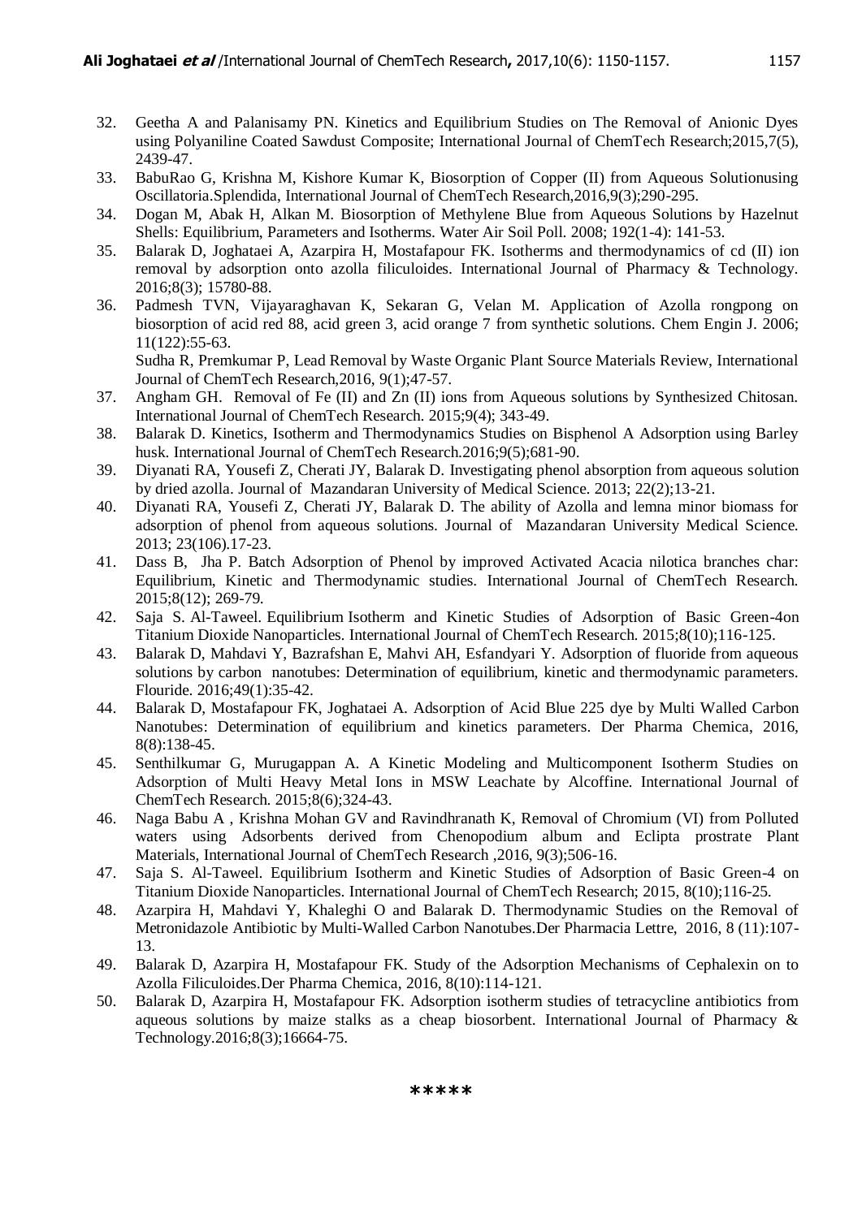32. Geetha A and Palanisamy PN. Kinetics and Equilibrium Studies on The Removal of Anionic Dyes using Polyaniline Coated Sawdust Composite; International Journal of ChemTech Research;2015,7(5), 2439-47.
33. BabuRao G, Krishna M, Kishore Kumar K, Biosorption of Copper (II) from Aqueous Solutionusing Oscillatoria.Splendida, International Journal of ChemTech Research,2016,9(3);290-295.
34. Dogan M, Abak H, Alkan M. Biosorption of Methylene Blue from Aqueous Solutions by Hazelnut Shells: Equilibrium, Parameters and Isotherms. Water Air Soil Poll. 2008; 192(1-4): 141-53.
35. Balarak D, Joghataei A, Azarpira H, Mostafapour FK. Isotherms and thermodynamics of cd (II) ion removal by adsorption onto azolla filiculoides. International Journal of Pharmacy & Technology. 2016;8(3); 15780-88.
36. Padmesh TVN, Vijayaraghavan K, Sekaran G, Velan M. Application of Azolla rongpong on biosorption of acid red 88, acid green 3, acid orange 7 from synthetic solutions. Chem Engin J. 2006; 11(122):55-63.
    Sudha R, Premkumar P, Lead Removal by Waste Organic Plant Source Materials Review, International Journal of ChemTech Research,2016, 9(1);47-57.
37. Angham GH. Removal of Fe (II) and Zn (II) ions from Aqueous solutions by Synthesized Chitosan. International Journal of ChemTech Research. 2015;9(4); 343-49.
38. Balarak D. Kinetics, Isotherm and Thermodynamics Studies on Bisphenol A Adsorption using Barley husk. International Journal of ChemTech Research.2016;9(5);681-90.
39. Diyanati RA, Yousefi Z, Cherati JY, Balarak D. Investigating phenol absorption from aqueous solution by dried azolla. Journal of Mazandaran University of Medical Science. 2013; 22(2);13-21.
40. Diyanati RA, Yousefi Z, Cherati JY, Balarak D. The ability of Azolla and lemna minor biomass for adsorption of phenol from aqueous solutions. Journal of Mazandaran University Medical Science. 2013; 23(106).17-23.
41. Dass B, Jha P. Batch Adsorption of Phenol by improved Activated Acacia nilotica branches char: Equilibrium, Kinetic and Thermodynamic studies. International Journal of ChemTech Research. 2015;8(12); 269-79.
42. Saja S. Al-Taweel. Equilibrium Isotherm and Kinetic Studies of Adsorption of Basic Green-4on Titanium Dioxide Nanoparticles. International Journal of ChemTech Research. 2015;8(10);116-125.
43. Balarak D, Mahdavi Y, Bazrafshan E, Mahvi AH, Esfandyari Y. Adsorption of fluoride from aqueous solutions by carbon nanotubes: Determination of equilibrium, kinetic and thermodynamic parameters. Flouride. 2016;49(1):35-42.
44. Balarak D, Mostafapour FK, Joghataei A. Adsorption of Acid Blue 225 dye by Multi Walled Carbon Nanotubes: Determination of equilibrium and kinetics parameters. Der Pharma Chemica, 2016, 8(8):138-45.
45. Senthilkumar G, Murugappan A. A Kinetic Modeling and Multicomponent Isotherm Studies on Adsorption of Multi Heavy Metal Ions in MSW Leachate by Alcoffine. International Journal of ChemTech Research. 2015;8(6);324-43.
46. Naga Babu A , Krishna Mohan GV and Ravindhranath K, Removal of Chromium (VI) from Polluted waters using Adsorbents derived from Chenopodium album and Eclipta prostrate Plant Materials, International Journal of ChemTech Research ,2016, 9(3);506-16.
47. Saja S. Al-Taweel. Equilibrium Isotherm and Kinetic Studies of Adsorption of Basic Green-4 on Titanium Dioxide Nanoparticles. International Journal of ChemTech Research; 2015, 8(10);116-25.
48. Azarpira H, Mahdavi Y, Khaleghi O and Balarak D. Thermodynamic Studies on the Removal of Metronidazole Antibiotic by Multi-Walled Carbon Nanotubes.Der Pharmacia Lettre, 2016, 8 (11):107-13.
49. Balarak D, Azarpira H, Mostafapour FK. Study of the Adsorption Mechanisms of Cephalexin on to Azolla Filiculoides.Der Pharma Chemica, 2016, 8(10):114-121.
50. Balarak D, Azarpira H, Mostafapour FK. Adsorption isotherm studies of tetracycline antibiotics from aqueous solutions by maize stalks as a cheap biosorbent. International Journal of Pharmacy & Technology.2016;8(3);16664-75.

*****